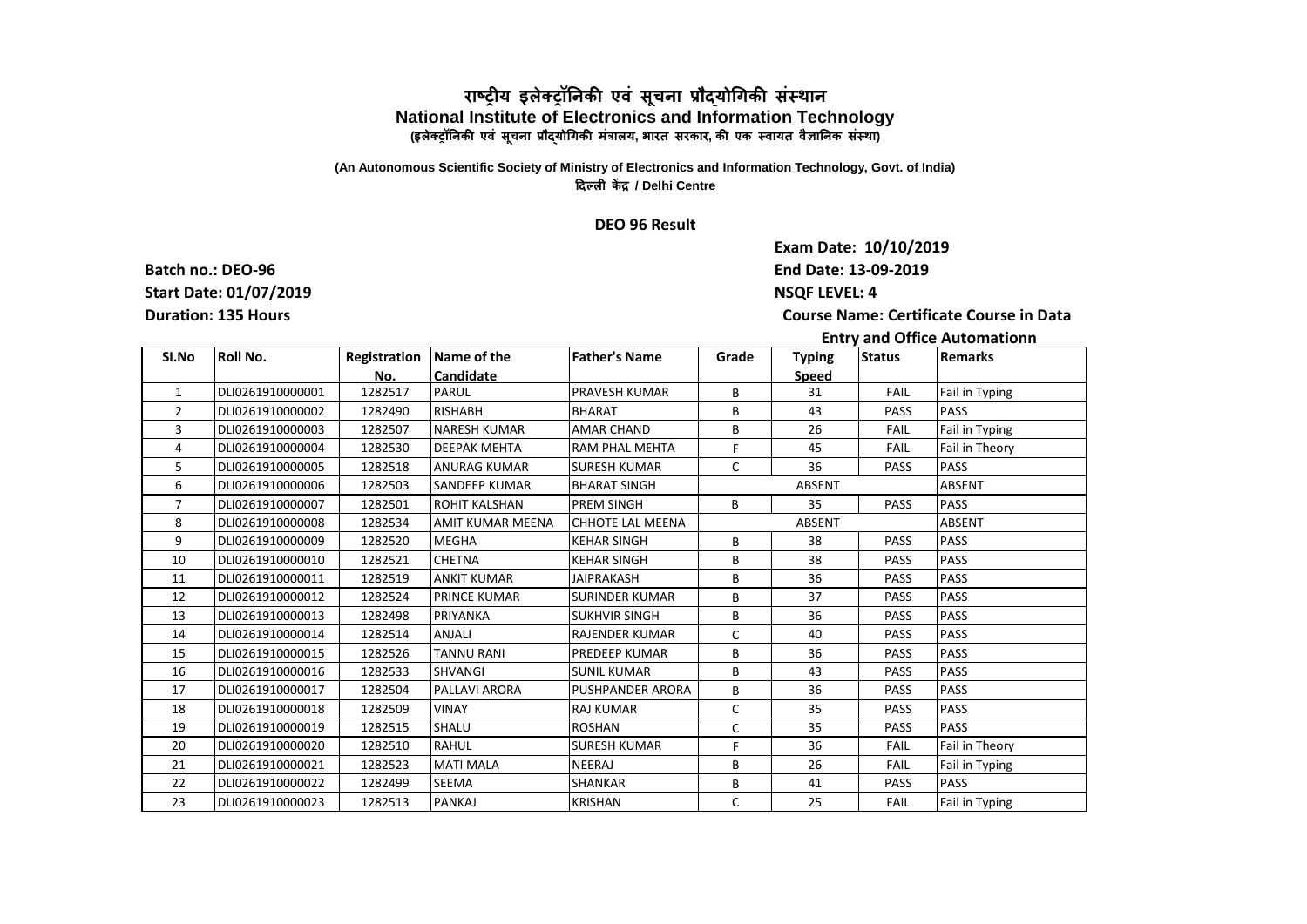# राष्ट्रीय इलेक्ट्रॉनिकी एवं सूचना प्रौद्योगिकी संस्थान

## National Institute of Electronics and Information Technology

**(इलेक्ट्रॉनिकी एवं सूचना प्रौद्योगिकी मंत्रालय, भारत सरकार, की एक स्वायत वैज्ञानिक संस्था)**

**(An Autonomous Scientific Society of Ministry of Electronics and Information Technology, Govt. of India)**

**दिल्ली केंद्र / Delhi Centre**

### DEO 96 Result

**Exam Date: 10/10/2019**

**Batch no.: DEO-96** | **End Date: 13-09-2019**

**Start Date: 01/07/2019** | **NSQF LEVEL: 4**

**Duration: 135 Hours** | **Course Name: Certificate Course in Data Entry and Office Automationn**

| SI.No | Roll No. | Registration No. | Name of the Candidate | Father's Name | Grade | Typing Speed | Status | Remarks |
|---|---|---|---|---|---|---|---|---|
| 1 | DLI0261910000001 | 1282517 | PARUL | PRAVESH KUMAR | B | 31 | FAIL | Fail in Typing |
| 2 | DLI0261910000002 | 1282490 | RISHABH | BHARAT | B | 43 | PASS | PASS |
| 3 | DLI0261910000003 | 1282507 | NARESH KUMAR | AMAR CHAND | B | 26 | FAIL | Fail in Typing |
| 4 | DLI0261910000004 | 1282530 | DEEPAK MEHTA | RAM PHAL MEHTA | F | 45 | FAIL | Fail in Theory |
| 5 | DLI0261910000005 | 1282518 | ANURAG KUMAR | SURESH KUMAR | C | 36 | PASS | PASS |
| 6 | DLI0261910000006 | 1282503 | SANDEEP KUMAR | BHARAT SINGH | ABSENT | | | ABSENT |
| 7 | DLI0261910000007 | 1282501 | ROHIT KALSHAN | PREM SINGH | B | 35 | PASS | PASS |
| 8 | DLI0261910000008 | 1282534 | AMIT KUMAR MEENA | CHHOTE LAL MEENA | ABSENT | | | ABSENT |
| 9 | DLI0261910000009 | 1282520 | MEGHA | KEHAR SINGH | B | 38 | PASS | PASS |
| 10 | DLI0261910000010 | 1282521 | CHETNA | KEHAR SINGH | B | 38 | PASS | PASS |
| 11 | DLI0261910000011 | 1282519 | ANKIT KUMAR | JAIPRAKASH | B | 36 | PASS | PASS |
| 12 | DLI0261910000012 | 1282524 | PRINCE KUMAR | SURINDER KUMAR | B | 37 | PASS | PASS |
| 13 | DLI0261910000013 | 1282498 | PRIYANKA | SUKHVIR SINGH | B | 36 | PASS | PASS |
| 14 | DLI0261910000014 | 1282514 | ANJALI | RAJENDER KUMAR | C | 40 | PASS | PASS |
| 15 | DLI0261910000015 | 1282526 | TANNU RANI | PREDEEP KUMAR | B | 36 | PASS | PASS |
| 16 | DLI0261910000016 | 1282533 | SHVANGI | SUNIL KUMAR | B | 43 | PASS | PASS |
| 17 | DLI0261910000017 | 1282504 | PALLAVI ARORA | PUSHPANDER ARORA | B | 36 | PASS | PASS |
| 18 | DLI0261910000018 | 1282509 | VINAY | RAJ KUMAR | C | 35 | PASS | PASS |
| 19 | DLI0261910000019 | 1282515 | SHALU | ROSHAN | C | 35 | PASS | PASS |
| 20 | DLI0261910000020 | 1282510 | RAHUL | SURESH KUMAR | F | 36 | FAIL | Fail in Theory |
| 21 | DLI0261910000021 | 1282523 | MATI MALA | NEERAJ | B | 26 | FAIL | Fail in Typing |
| 22 | DLI0261910000022 | 1282499 | SEEMA | SHANKAR | B | 41 | PASS | PASS |
| 23 | DLI0261910000023 | 1282513 | PANKAJ | KRISHAN | C | 25 | FAIL | Fail in Typing |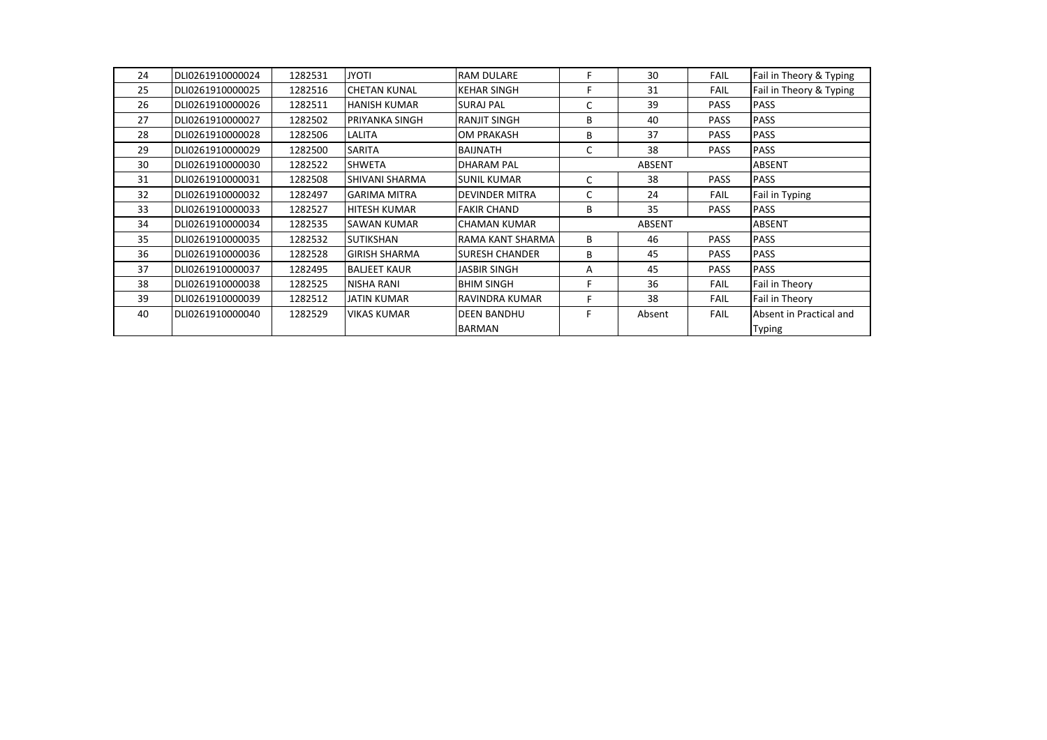| | | | | | | | | |
|---|---|---|---|---|---|---|---|---|
| 24 | DLI0261910000024 | 1282531 | JYOTI | RAM DULARE | F | 30 | FAIL | Fail in Theory & Typing |
| 25 | DLI0261910000025 | 1282516 | CHETAN KUNAL | KEHAR SINGH | F | 31 | FAIL | Fail in Theory & Typing |
| 26 | DLI0261910000026 | 1282511 | HANISH KUMAR | SURAJ PAL | C | 39 | PASS | PASS |
| 27 | DLI0261910000027 | 1282502 | PRIYANKA SINGH | RANJIT SINGH | B | 40 | PASS | PASS |
| 28 | DLI0261910000028 | 1282506 | LALITA | OM PRAKASH | B | 37 | PASS | PASS |
| 29 | DLI0261910000029 | 1282500 | SARITA | BAIJNATH | C | 38 | PASS | PASS |
| 30 | DLI0261910000030 | 1282522 | SHWETA | DHARAM PAL | | ABSENT | | ABSENT |
| 31 | DLI0261910000031 | 1282508 | SHIVANI SHARMA | SUNIL KUMAR | C | 38 | PASS | PASS |
| 32 | DLI0261910000032 | 1282497 | GARIMA MITRA | DEVINDER MITRA | C | 24 | FAIL | Fail in Typing |
| 33 | DLI0261910000033 | 1282527 | HITESH KUMAR | FAKIR CHAND | B | 35 | PASS | PASS |
| 34 | DLI0261910000034 | 1282535 | SAWAN KUMAR | CHAMAN KUMAR | | ABSENT | | ABSENT |
| 35 | DLI0261910000035 | 1282532 | SUTIKSHAN | RAMA KANT SHARMA | B | 46 | PASS | PASS |
| 36 | DLI0261910000036 | 1282528 | GIRISH SHARMA | SURESH CHANDER | B | 45 | PASS | PASS |
| 37 | DLI0261910000037 | 1282495 | BALJEET KAUR | JASBIR SINGH | A | 45 | PASS | PASS |
| 38 | DLI0261910000038 | 1282525 | NISHA RANI | BHIM SINGH | F | 36 | FAIL | Fail in Theory |
| 39 | DLI0261910000039 | 1282512 | JATIN KUMAR | RAVINDRA KUMAR | F | 38 | FAIL | Fail in Theory |
| 40 | DLI0261910000040 | 1282529 | VIKAS KUMAR | DEEN BANDHU BARMAN | F | Absent | FAIL | Absent in Practical and Typing |